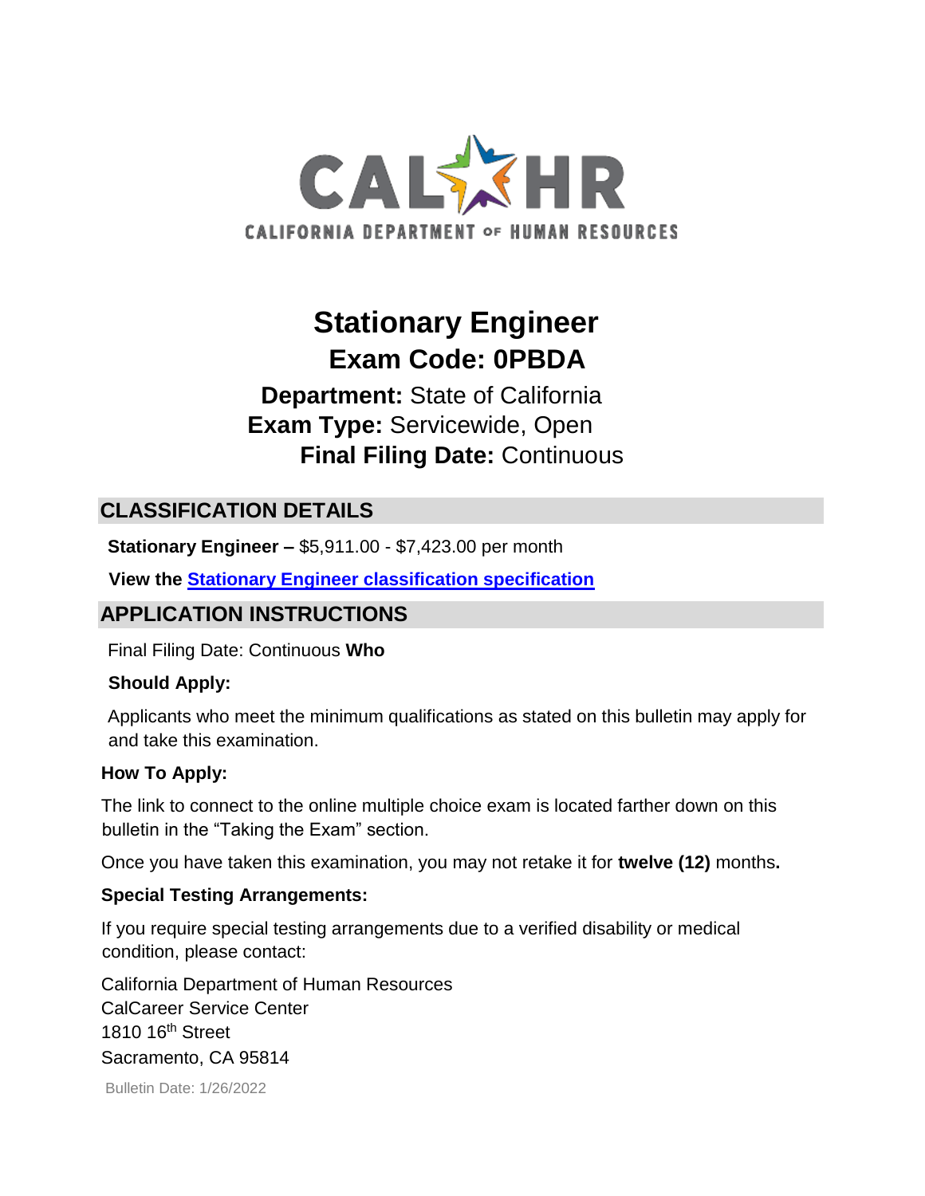CAL HR

CALIFORNIA DEPARTMENT OF HUMAN RESOURCES

# Stationary Engineer

## Exam Code: 0PBDA

**Department:** State of California

**Exam Type:** Servicewide, Open

**Final Filing Date:** Continuous

## CLASSIFICATION DETAILS

**Stationary Engineer –** $5,911.00 - $7,423.00 per month

**View the** [Stationary Engineer classification specification]()

## APPLICATION INSTRUCTIONS

Final Filing Date: Continuous

**Who Should Apply:**

Applicants who meet the minimum qualifications as stated on this bulletin may apply for and take this examination.

**How To Apply:**

The link to connect to the online multiple choice exam is located farther down on this bulletin in the "Taking the Exam" section.

Once you have taken this examination, you may not retake it for **twelve (12)** months**.**

**Special Testing Arrangements:**

If you require special testing arrangements due to a verified disability or medical condition, please contact:

California Department of Human Resources
CalCareer Service Center
1810 16th Street
Sacramento, CA 95814

Bulletin Date: 1/26/2022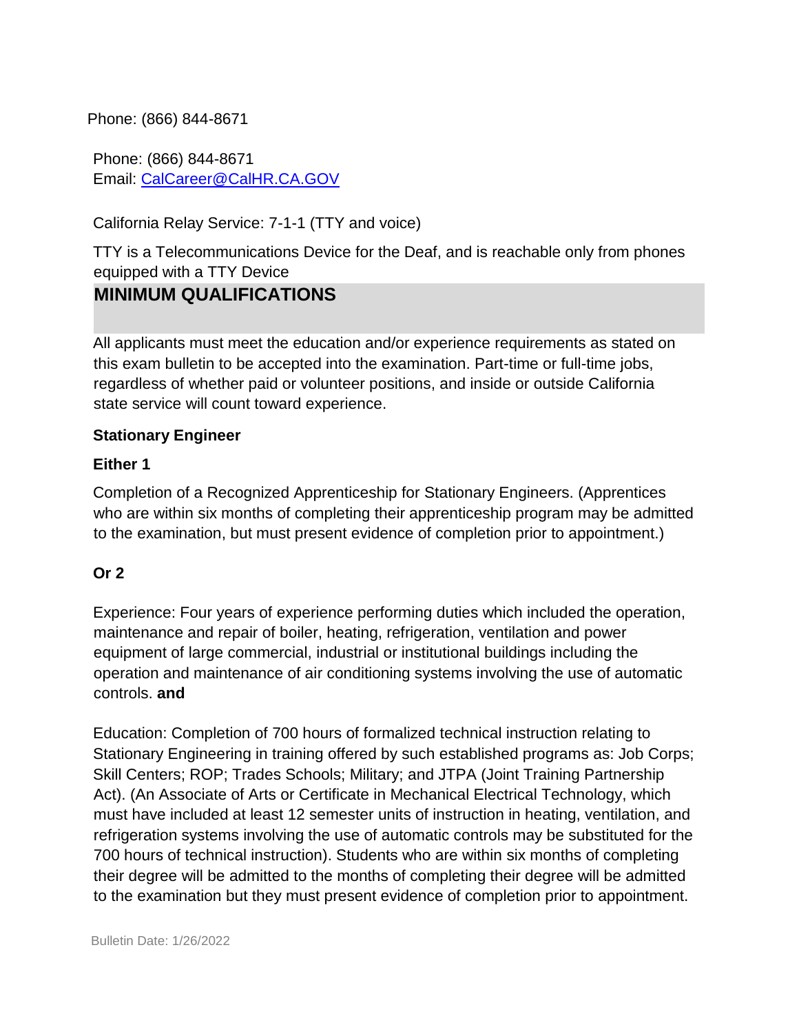Phone: (866) 844-8671

Phone: (866) 844-8671
Email: CalCareer@CalHR.CA.GOV

California Relay Service: 7-1-1 (TTY and voice)

TTY is a Telecommunications Device for the Deaf, and is reachable only from phones equipped with a TTY Device

## MINIMUM QUALIFICATIONS

All applicants must meet the education and/or experience requirements as stated on this exam bulletin to be accepted into the examination. Part-time or full-time jobs, regardless of whether paid or volunteer positions, and inside or outside California state service will count toward experience.

**Stationary Engineer**

**Either 1**

Completion of a Recognized Apprenticeship for Stationary Engineers. (Apprentices who are within six months of completing their apprenticeship program may be admitted to the examination, but must present evidence of completion prior to appointment.)

**Or 2**

Experience: Four years of experience performing duties which included the operation, maintenance and repair of boiler, heating, refrigeration, ventilation and power equipment of large commercial, industrial or institutional buildings including the operation and maintenance of air conditioning systems involving the use of automatic controls. **and**

Education: Completion of 700 hours of formalized technical instruction relating to Stationary Engineering in training offered by such established programs as: Job Corps; Skill Centers; ROP; Trades Schools; Military; and JTPA (Joint Training Partnership Act). (An Associate of Arts or Certificate in Mechanical Electrical Technology, which must have included at least 12 semester units of instruction in heating, ventilation, and refrigeration systems involving the use of automatic controls may be substituted for the 700 hours of technical instruction). Students who are within six months of completing their degree will be admitted to the months of completing their degree will be admitted to the examination but they must present evidence of completion prior to appointment.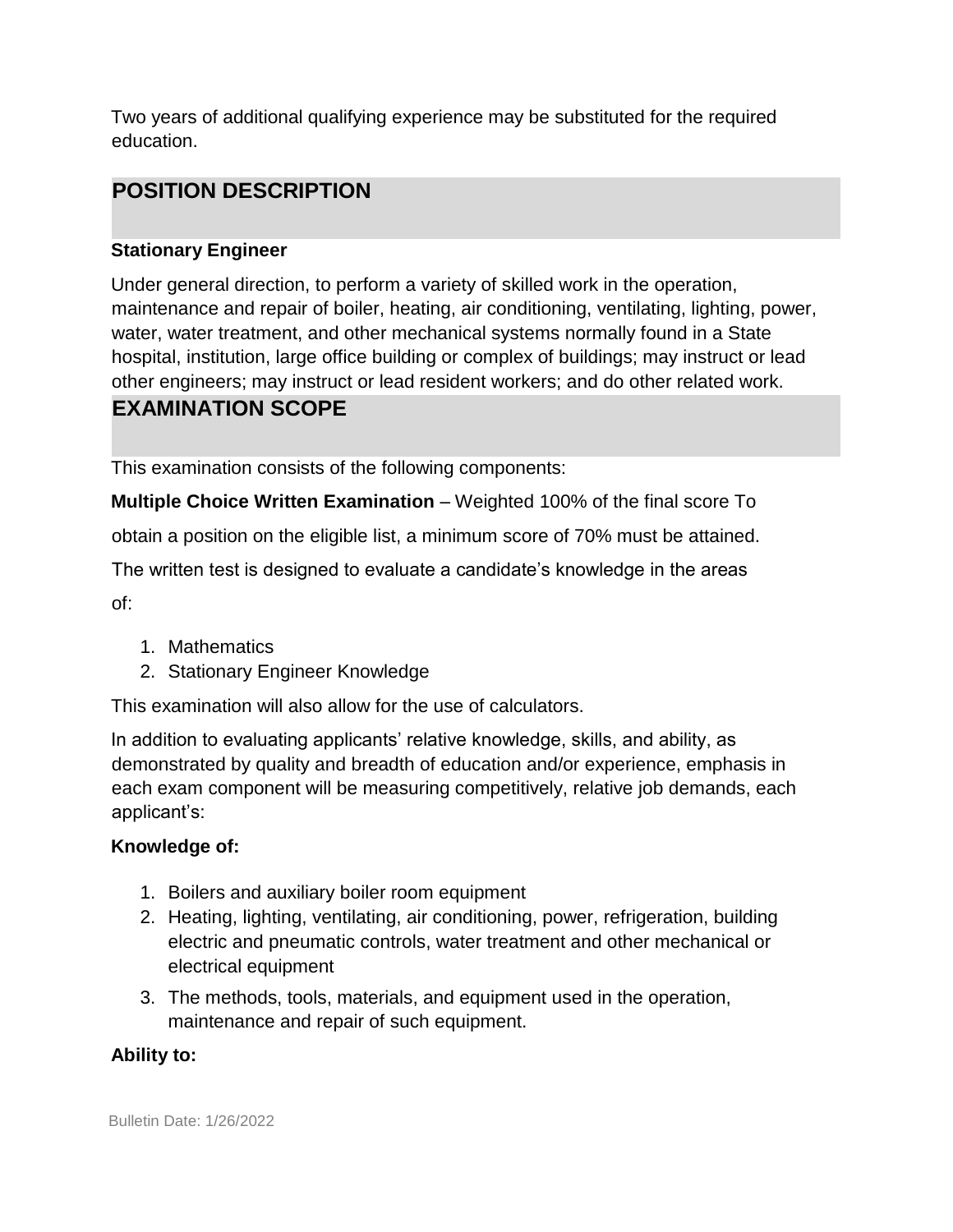Two years of additional qualifying experience may be substituted for the required education.

## POSITION DESCRIPTION

**Stationary Engineer**

Under general direction, to perform a variety of skilled work in the operation, maintenance and repair of boiler, heating, air conditioning, ventilating, lighting, power, water, water treatment, and other mechanical systems normally found in a State hospital, institution, large office building or complex of buildings; may instruct or lead other engineers; may instruct or lead resident workers; and do other related work.

## EXAMINATION SCOPE

This examination consists of the following components:

**Multiple Choice Written Examination** – Weighted 100% of the final score To obtain a position on the eligible list, a minimum score of 70% must be attained.

The written test is designed to evaluate a candidate's knowledge in the areas of:

1. Mathematics
2. Stationary Engineer Knowledge

This examination will also allow for the use of calculators.

In addition to evaluating applicants' relative knowledge, skills, and ability, as demonstrated by quality and breadth of education and/or experience, emphasis in each exam component will be measuring competitively, relative job demands, each applicant's:

**Knowledge of:**

1. Boilers and auxiliary boiler room equipment
2. Heating, lighting, ventilating, air conditioning, power, refrigeration, building electric and pneumatic controls, water treatment and other mechanical or electrical equipment
3. The methods, tools, materials, and equipment used in the operation, maintenance and repair of such equipment.

**Ability to:**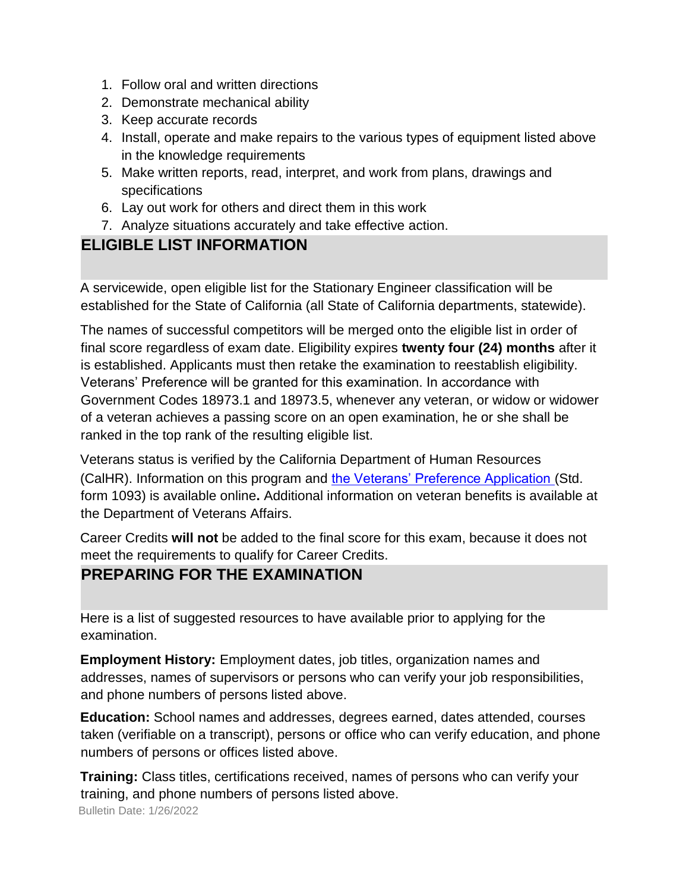1. Follow oral and written directions
2. Demonstrate mechanical ability
3. Keep accurate records
4. Install, operate and make repairs to the various types of equipment listed above in the knowledge requirements
5. Make written reports, read, interpret, and work from plans, drawings and specifications
6. Lay out work for others and direct them in this work
7. Analyze situations accurately and take effective action.

## ELIGIBLE LIST INFORMATION

A servicewide, open eligible list for the Stationary Engineer classification will be established for the State of California (all State of California departments, statewide).

The names of successful competitors will be merged onto the eligible list in order of final score regardless of exam date. Eligibility expires **twenty four (24) months** after it is established. Applicants must then retake the examination to reestablish eligibility. Veterans' Preference will be granted for this examination. In accordance with Government Codes 18973.1 and 18973.5, whenever any veteran, or widow or widower of a veteran achieves a passing score on an open examination, he or she shall be ranked in the top rank of the resulting eligible list.

Veterans status is verified by the California Department of Human Resources (CalHR). Information on this program and the Veterans' Preference Application (Std. form 1093) is available online**.** Additional information on veteran benefits is available at the Department of Veterans Affairs.

Career Credits **will not** be added to the final score for this exam, because it does not meet the requirements to qualify for Career Credits.

## PREPARING FOR THE EXAMINATION

Here is a list of suggested resources to have available prior to applying for the examination.

**Employment History:** Employment dates, job titles, organization names and addresses, names of supervisors or persons who can verify your job responsibilities, and phone numbers of persons listed above.

**Education:** School names and addresses, degrees earned, dates attended, courses taken (verifiable on a transcript), persons or office who can verify education, and phone numbers of persons or offices listed above.

**Training:** Class titles, certifications received, names of persons who can verify your training, and phone numbers of persons listed above.

Bulletin Date: 1/26/2022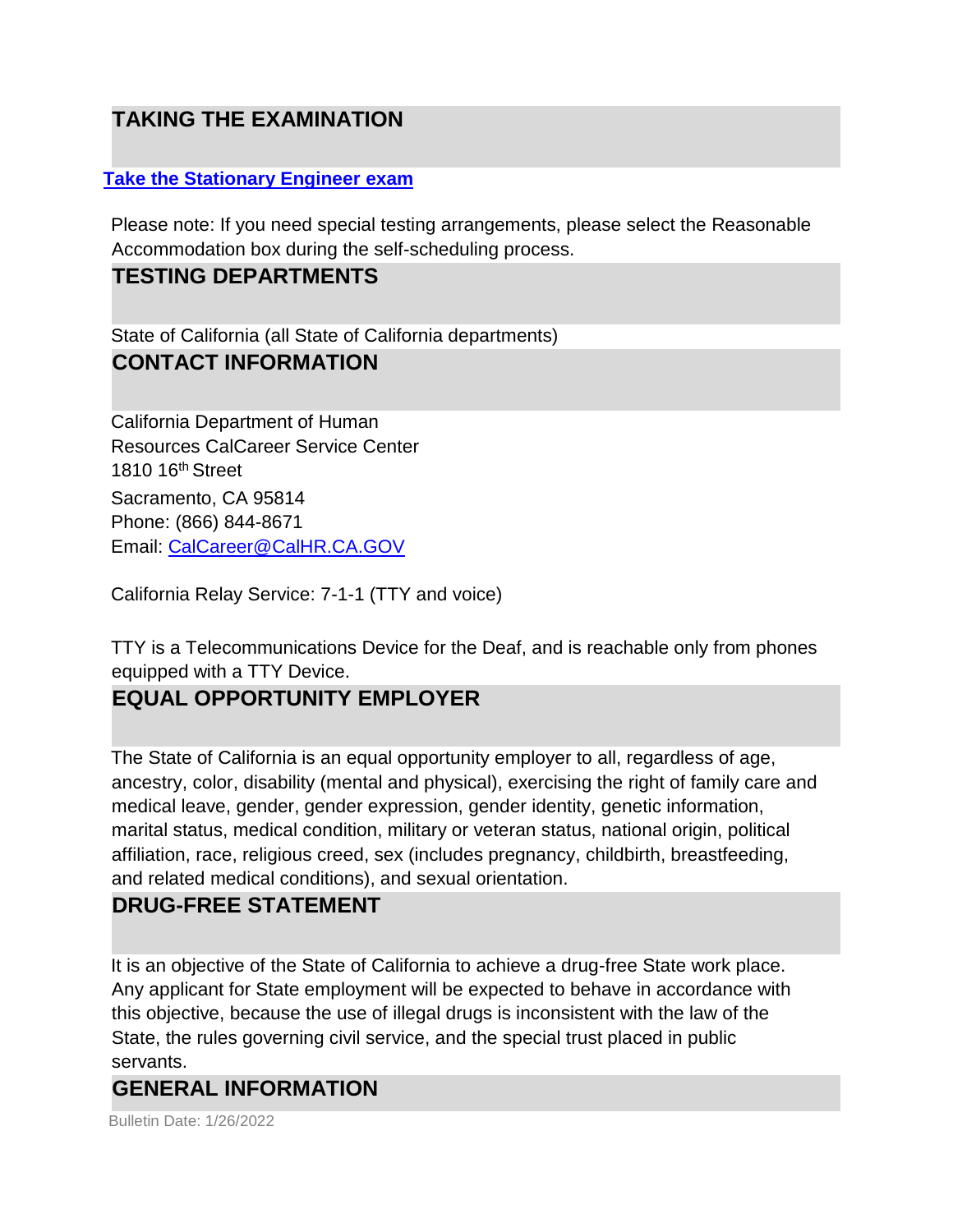## TAKING THE EXAMINATION

**Take the Stationary Engineer exam**

Please note: If you need special testing arrangements, please select the Reasonable Accommodation box during the self-scheduling process.

## TESTING DEPARTMENTS

State of California (all State of California departments)

## CONTACT INFORMATION

California Department of Human
Resources CalCareer Service Center
1810 16th Street
Sacramento, CA 95814
Phone: (866) 844-8671
Email: CalCareer@CalHR.CA.GOV

California Relay Service: 7-1-1 (TTY and voice)

TTY is a Telecommunications Device for the Deaf, and is reachable only from phones equipped with a TTY Device.

## EQUAL OPPORTUNITY EMPLOYER

The State of California is an equal opportunity employer to all, regardless of age, ancestry, color, disability (mental and physical), exercising the right of family care and medical leave, gender, gender expression, gender identity, genetic information, marital status, medical condition, military or veteran status, national origin, political affiliation, race, religious creed, sex (includes pregnancy, childbirth, breastfeeding, and related medical conditions), and sexual orientation.

## DRUG-FREE STATEMENT

It is an objective of the State of California to achieve a drug-free State work place. Any applicant for State employment will be expected to behave in accordance with this objective, because the use of illegal drugs is inconsistent with the law of the State, the rules governing civil service, and the special trust placed in public servants.

## GENERAL INFORMATION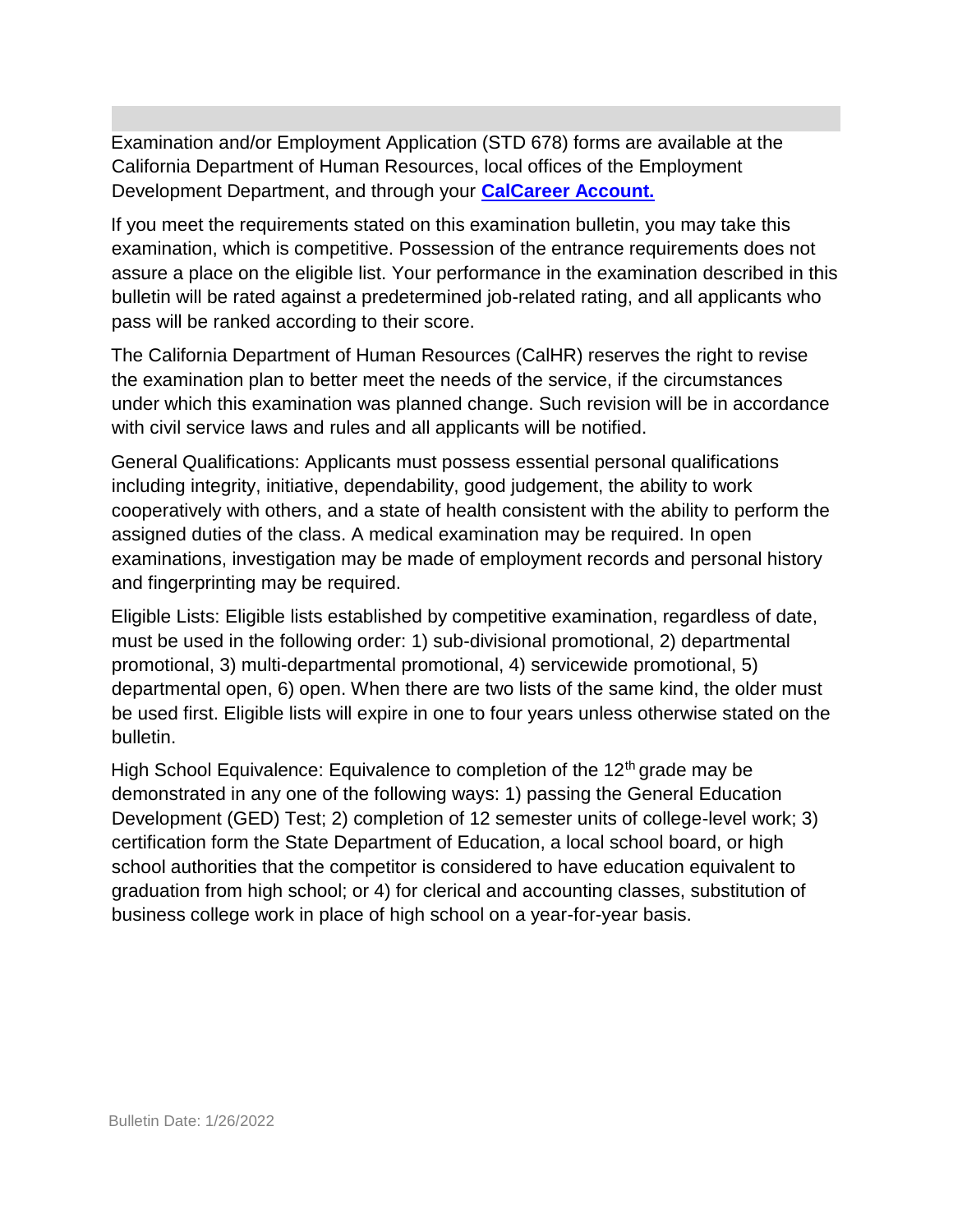Examination and/or Employment Application (STD 678) forms are available at the California Department of Human Resources, local offices of the Employment Development Department, and through your **CalCareer Account.**

If you meet the requirements stated on this examination bulletin, you may take this examination, which is competitive. Possession of the entrance requirements does not assure a place on the eligible list. Your performance in the examination described in this bulletin will be rated against a predetermined job-related rating, and all applicants who pass will be ranked according to their score.

The California Department of Human Resources (CalHR) reserves the right to revise the examination plan to better meet the needs of the service, if the circumstances under which this examination was planned change. Such revision will be in accordance with civil service laws and rules and all applicants will be notified.

General Qualifications: Applicants must possess essential personal qualifications including integrity, initiative, dependability, good judgement, the ability to work cooperatively with others, and a state of health consistent with the ability to perform the assigned duties of the class. A medical examination may be required. In open examinations, investigation may be made of employment records and personal history and fingerprinting may be required.

Eligible Lists: Eligible lists established by competitive examination, regardless of date, must be used in the following order: 1) sub-divisional promotional, 2) departmental promotional, 3) multi-departmental promotional, 4) servicewide promotional, 5) departmental open, 6) open. When there are two lists of the same kind, the older must be used first. Eligible lists will expire in one to four years unless otherwise stated on the bulletin.

High School Equivalence: Equivalence to completion of the 12th grade may be demonstrated in any one of the following ways: 1) passing the General Education Development (GED) Test; 2) completion of 12 semester units of college-level work; 3) certification form the State Department of Education, a local school board, or high school authorities that the competitor is considered to have education equivalent to graduation from high school; or 4) for clerical and accounting classes, substitution of business college work in place of high school on a year-for-year basis.